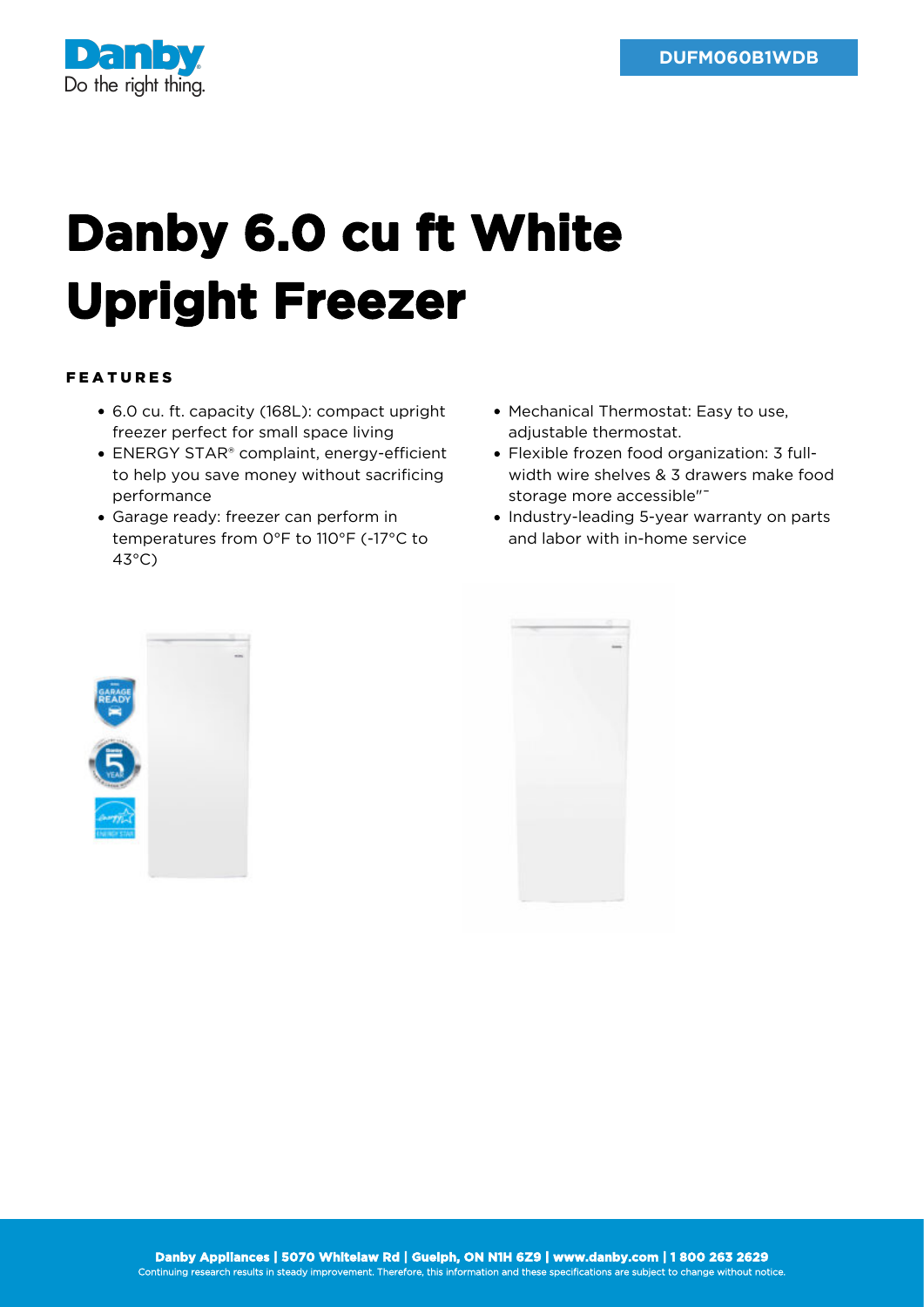DUFM060B1WDB

# Danby 6.0 cu ft White Upright Freezer

## FEATURES

- 6.0 cu. ft. capacity (168L): compact upright freezer perfect for small space living
- ENERGY STAR® complaint, energy-efficient to help you save money without sacrificing performance
- Garage ready: freezer can perform in temperatures from 0°F to 110°F (-17°C to 43°C)
- Mechanical Thermostat: Easy to use, adjustable thermostat.
- Flexible frozen food organization: 3 full-width wire shelves & 3 drawers make food storage more accessible"¯
- Industry-leading 5-year warranty on parts and labor with in-home service

**Danby Appliances | 5070 Whitelaw Rd | Guelph, ON N1H 6Z9 | www.danby.com | 1 800 263 2629**
Continuing research results in steady improvement. Therefore, this information and these specifications are subject to change without notice.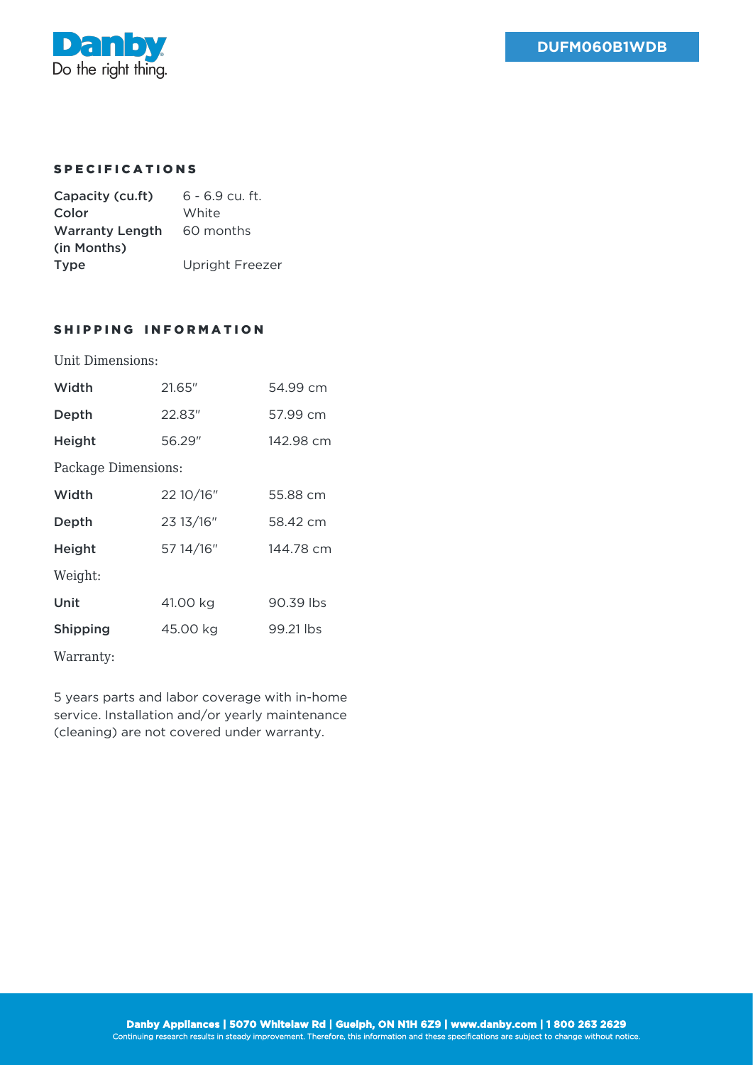DUFM060B1WDB

## SPECIFICATIONS

| | |
|---|---|
| **Capacity (cu.ft)** | 6 - 6.9 cu. ft. |
| **Color** | White |
| **Warranty Length (in Months)** | 60 months |
| **Type** | Upright Freezer |

## SHIPPING INFORMATION

Unit Dimensions:

| | | |
|---|---|---|
| **Width** | 21.65" | 54.99 cm |
| **Depth** | 22.83" | 57.99 cm |
| **Height** | 56.29" | 142.98 cm |

Package Dimensions:

| | | |
|---|---|---|
| **Width** | 22 10/16" | 55.88 cm |
| **Depth** | 23 13/16" | 58.42 cm |
| **Height** | 57 14/16" | 144.78 cm |

Weight:

| | | |
|---|---|---|
| **Unit** | 41.00 kg | 90.39 lbs |
| **Shipping** | 45.00 kg | 99.21 lbs |

Warranty:

5 years parts and labor coverage with in-home service. Installation and/or yearly maintenance (cleaning) are not covered under warranty.